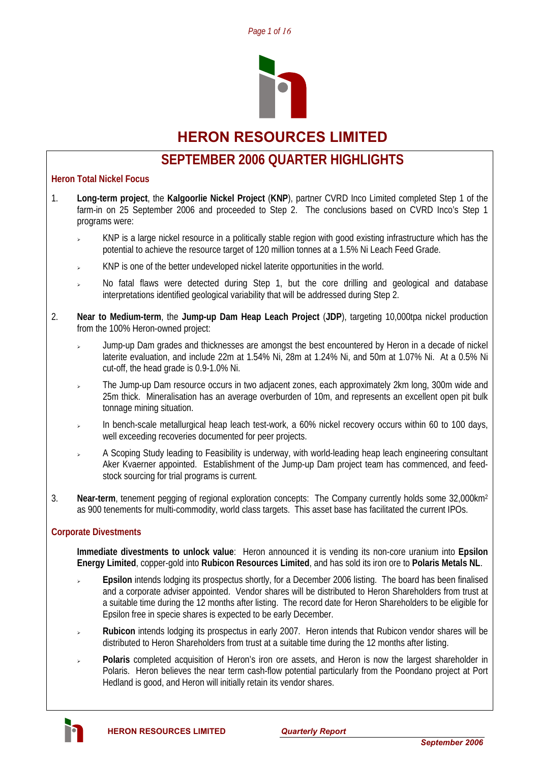# HERON RESOURCES LIMITED

## SEPTEMBER 2006 QUARTER HIGHLIGHTS

### Heron Total Nickel Focus

1. **Long-term project**, the **Kalgoorlie Nickel Project** (**KNP**), partner CVRD Inco Limited completed Step 1 of the farm-in on 25 September 2006 and proceeded to Step 2. The conclusions based on CVRD Inco's Step 1 programs were:
   - KNP is a large nickel resource in a politically stable region with good existing infrastructure which has the potential to achieve the resource target of 120 million tonnes at a 1.5% Ni Leach Feed Grade.
   - KNP is one of the better undeveloped nickel laterite opportunities in the world.
   - No fatal flaws were detected during Step 1, but the core drilling and geological and database interpretations identified geological variability that will be addressed during Step 2.

2. **Near to Medium-term**, the **Jump-up Dam Heap Leach Project** (**JDP**), targeting 10,000tpa nickel production from the 100% Heron-owned project:
   - Jump-up Dam grades and thicknesses are amongst the best encountered by Heron in a decade of nickel laterite evaluation, and include 22m at 1.54% Ni, 28m at 1.24% Ni, and 50m at 1.07% Ni. At a 0.5% Ni cut-off, the head grade is 0.9-1.0% Ni.
   - The Jump-up Dam resource occurs in two adjacent zones, each approximately 2km long, 300m wide and 25m thick. Mineralisation has an average overburden of 10m, and represents an excellent open pit bulk tonnage mining situation.
   - In bench-scale metallurgical heap leach test-work, a 60% nickel recovery occurs within 60 to 100 days, well exceeding recoveries documented for peer projects.
   - A Scoping Study leading to Feasibility is underway, with world-leading heap leach engineering consultant Aker Kvaerner appointed. Establishment of the Jump-up Dam project team has commenced, and feed-stock sourcing for trial programs is current.

3. **Near-term**, tenement pegging of regional exploration concepts: The Company currently holds some 32,000km$^2$ as 900 tenements for multi-commodity, world class targets. This asset base has facilitated the current IPOs.

### Corporate Divestments

**Immediate divestments to unlock value**: Heron announced it is vending its non-core uranium into **Epsilon Energy Limited**, copper-gold into **Rubicon Resources Limited**, and has sold its iron ore to **Polaris Metals NL**.

- **Epsilon** intends lodging its prospectus shortly, for a December 2006 listing. The board has been finalised and a corporate adviser appointed. Vendor shares will be distributed to Heron Shareholders from trust at a suitable time during the 12 months after listing. The record date for Heron Shareholders to be eligible for Epsilon free in specie shares is expected to be early December.
- **Rubicon** intends lodging its prospectus in early 2007. Heron intends that Rubicon vendor shares will be distributed to Heron Shareholders from trust at a suitable time during the 12 months after listing.
- **Polaris** completed acquisition of Heron's iron ore assets, and Heron is now the largest shareholder in Polaris. Heron believes the near term cash-flow potential particularly from the Poondano project at Port Hedland is good, and Heron will initially retain its vendor shares.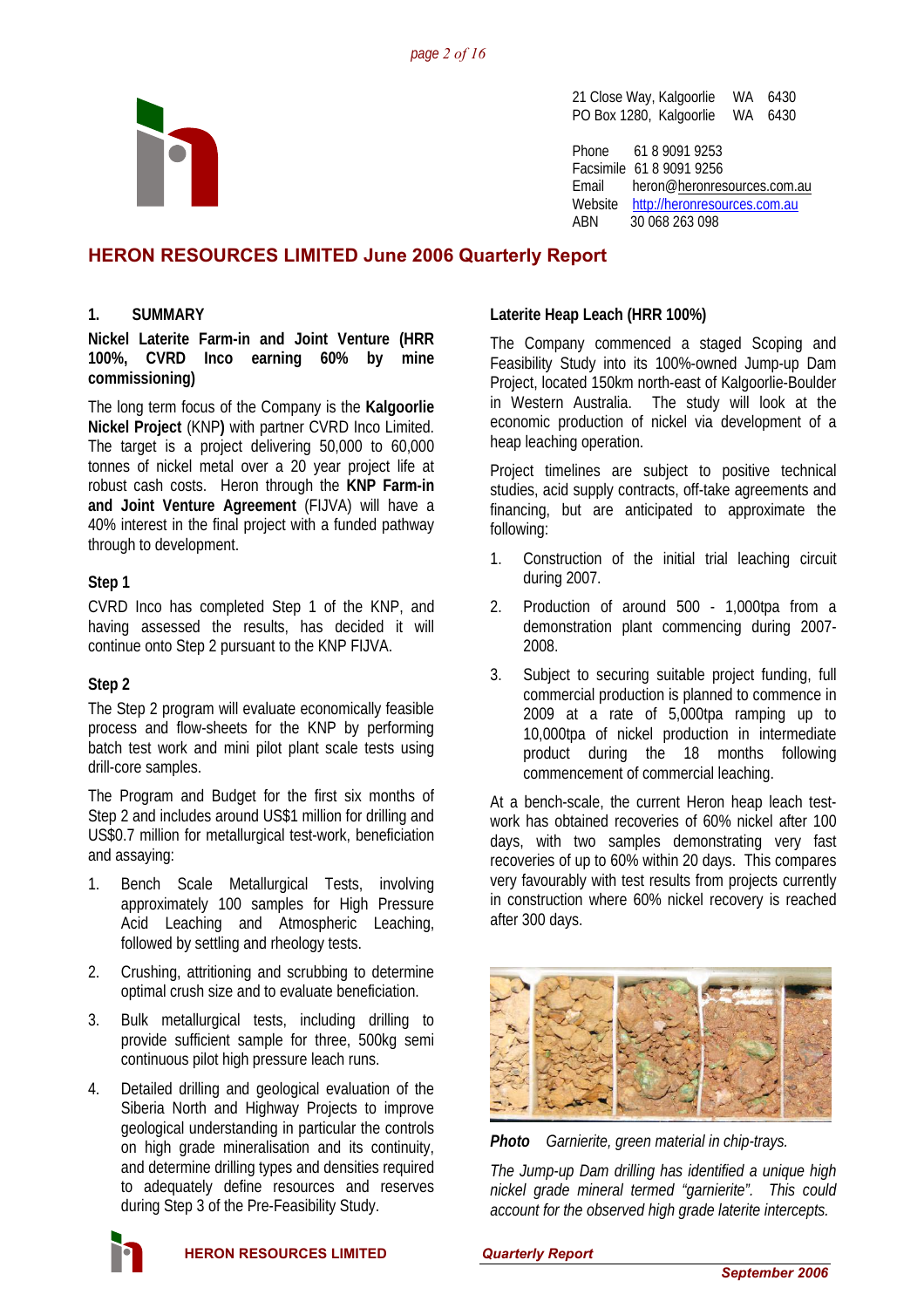21 Close Way, Kalgoorlie WA 6430
PO Box 1280, Kalgoorlie WA 6430

Phone 61 8 9091 9253
Facsimile 61 8 9091 9256
Email heron@heronresources.com.au
Website http://heronresources.com.au
ABN 30 068 263 098

# HERON RESOURCES LIMITED June 2006 Quarterly Report

## 1. SUMMARY

**Nickel Laterite Farm-in and Joint Venture (HRR 100%, CVRD Inco earning 60% by mine commissioning)**

The long term focus of the Company is the **Kalgoorlie Nickel Project** (KNP**)** with partner CVRD Inco Limited. The target is a project delivering 50,000 to 60,000 tonnes of nickel metal over a 20 year project life at robust cash costs. Heron through the **KNP Farm-in and Joint Venture Agreement** (FIJVA) will have a 40% interest in the final project with a funded pathway through to development.

### Step 1

CVRD Inco has completed Step 1 of the KNP, and having assessed the results, has decided it will continue onto Step 2 pursuant to the KNP FIJVA.

### Step 2

The Step 2 program will evaluate economically feasible process and flow-sheets for the KNP by performing batch test work and mini pilot plant scale tests using drill-core samples.

The Program and Budget for the first six months of Step 2 and includes around US$1 million for drilling and US$0.7 million for metallurgical test-work, beneficiation and assaying:

1. Bench Scale Metallurgical Tests, involving approximately 100 samples for High Pressure Acid Leaching and Atmospheric Leaching, followed by settling and rheology tests.
2. Crushing, attritioning and scrubbing to determine optimal crush size and to evaluate beneficiation.
3. Bulk metallurgical tests, including drilling to provide sufficient sample for three, 500kg semi continuous pilot high pressure leach runs.
4. Detailed drilling and geological evaluation of the Siberia North and Highway Projects to improve geological understanding in particular the controls on high grade mineralisation and its continuity, and determine drilling types and densities required to adequately define resources and reserves during Step 3 of the Pre-Feasibility Study.

### Laterite Heap Leach (HRR 100%)

The Company commenced a staged Scoping and Feasibility Study into its 100%-owned Jump-up Dam Project, located 150km north-east of Kalgoorlie-Boulder in Western Australia. The study will look at the economic production of nickel via development of a heap leaching operation.

Project timelines are subject to positive technical studies, acid supply contracts, off-take agreements and financing, but are anticipated to approximate the following:

1. Construction of the initial trial leaching circuit during 2007.
2. Production of around 500 - 1,000tpa from a demonstration plant commencing during 2007-2008.
3. Subject to securing suitable project funding, full commercial production is planned to commence in 2009 at a rate of 5,000tpa ramping up to 10,000tpa of nickel production in intermediate product during the 18 months following commencement of commercial leaching.

At a bench-scale, the current Heron heap leach test-work has obtained recoveries of 60% nickel after 100 days, with two samples demonstrating very fast recoveries of up to 60% within 20 days. This compares very favourably with test results from projects currently in construction where 60% nickel recovery is reached after 300 days.

***Photo*** *Garnierite, green material in chip-trays.*

*The Jump-up Dam drilling has identified a unique high nickel grade mineral termed "garnierite". This could account for the observed high grade laterite intercepts.*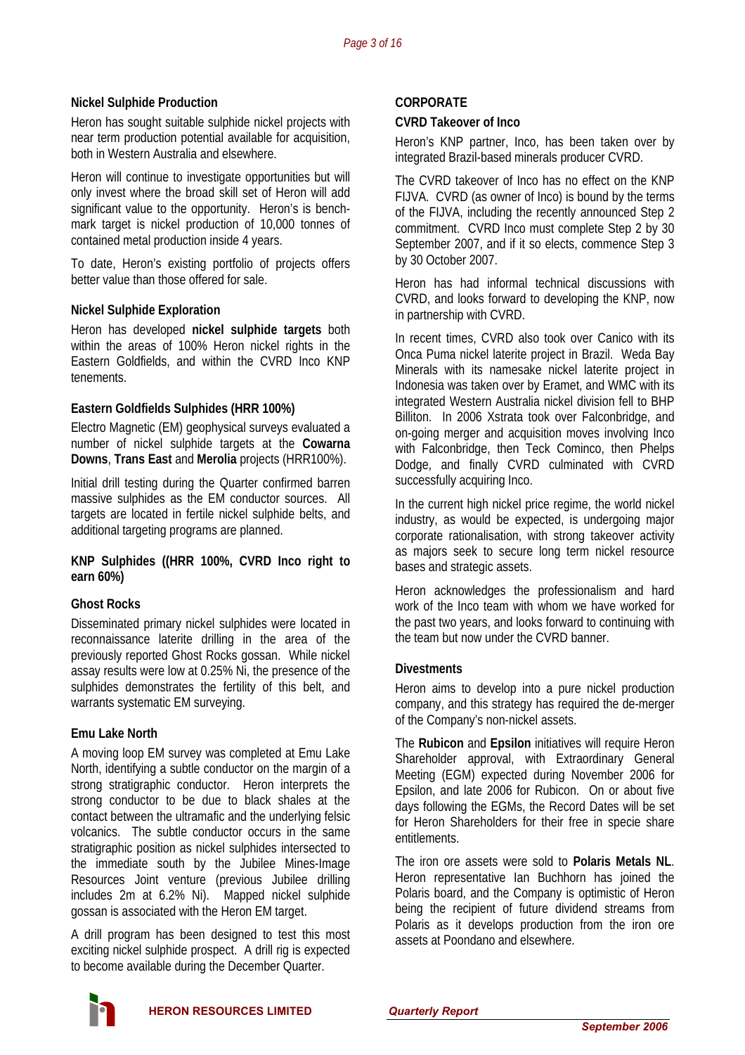### Nickel Sulphide Production

Heron has sought suitable sulphide nickel projects with near term production potential available for acquisition, both in Western Australia and elsewhere.

Heron will continue to investigate opportunities but will only invest where the broad skill set of Heron will add significant value to the opportunity. Heron's is bench-mark target is nickel production of 10,000 tonnes of contained metal production inside 4 years.

To date, Heron's existing portfolio of projects offers better value than those offered for sale.

### Nickel Sulphide Exploration

Heron has developed **nickel sulphide targets** both within the areas of 100% Heron nickel rights in the Eastern Goldfields, and within the CVRD Inco KNP tenements.

### Eastern Goldfields Sulphides (HRR 100%)

Electro Magnetic (EM) geophysical surveys evaluated a number of nickel sulphide targets at the **Cowarna Downs**, **Trans East** and **Merolia** projects (HRR100%).

Initial drill testing during the Quarter confirmed barren massive sulphides as the EM conductor sources. All targets are located in fertile nickel sulphide belts, and additional targeting programs are planned.

### KNP Sulphides ((HRR 100%, CVRD Inco right to earn 60%)

### Ghost Rocks

Disseminated primary nickel sulphides were located in reconnaissance laterite drilling in the area of the previously reported Ghost Rocks gossan. While nickel assay results were low at 0.25% Ni, the presence of the sulphides demonstrates the fertility of this belt, and warrants systematic EM surveying.

### Emu Lake North

A moving loop EM survey was completed at Emu Lake North, identifying a subtle conductor on the margin of a strong stratigraphic conductor. Heron interprets the strong conductor to be due to black shales at the contact between the ultramafic and the underlying felsic volcanics. The subtle conductor occurs in the same stratigraphic position as nickel sulphides intersected to the immediate south by the Jubilee Mines-Image Resources Joint venture (previous Jubilee drilling includes 2m at 6.2% Ni). Mapped nickel sulphide gossan is associated with the Heron EM target.

A drill program has been designed to test this most exciting nickel sulphide prospect. A drill rig is expected to become available during the December Quarter.

## CORPORATE

### CVRD Takeover of Inco

Heron's KNP partner, Inco, has been taken over by integrated Brazil-based minerals producer CVRD.

The CVRD takeover of Inco has no effect on the KNP FIJVA. CVRD (as owner of Inco) is bound by the terms of the FIJVA, including the recently announced Step 2 commitment. CVRD Inco must complete Step 2 by 30 September 2007, and if it so elects, commence Step 3 by 30 October 2007.

Heron has had informal technical discussions with CVRD, and looks forward to developing the KNP, now in partnership with CVRD.

In recent times, CVRD also took over Canico with its Onca Puma nickel laterite project in Brazil. Weda Bay Minerals with its namesake nickel laterite project in Indonesia was taken over by Eramet, and WMC with its integrated Western Australia nickel division fell to BHP Billiton. In 2006 Xstrata took over Falconbridge, and on-going merger and acquisition moves involving Inco with Falconbridge, then Teck Cominco, then Phelps Dodge, and finally CVRD culminated with CVRD successfully acquiring Inco.

In the current high nickel price regime, the world nickel industry, as would be expected, is undergoing major corporate rationalisation, with strong takeover activity as majors seek to secure long term nickel resource bases and strategic assets.

Heron acknowledges the professionalism and hard work of the Inco team with whom we have worked for the past two years, and looks forward to continuing with the team but now under the CVRD banner.

### Divestments

Heron aims to develop into a pure nickel production company, and this strategy has required the de-merger of the Company's non-nickel assets.

The **Rubicon** and **Epsilon** initiatives will require Heron Shareholder approval, with Extraordinary General Meeting (EGM) expected during November 2006 for Epsilon, and late 2006 for Rubicon. On or about five days following the EGMs, the Record Dates will be set for Heron Shareholders for their free in specie share entitlements.

The iron ore assets were sold to **Polaris Metals NL**. Heron representative Ian Buchhorn has joined the Polaris board, and the Company is optimistic of Heron being the recipient of future dividend streams from Polaris as it develops production from the iron ore assets at Poondano and elsewhere.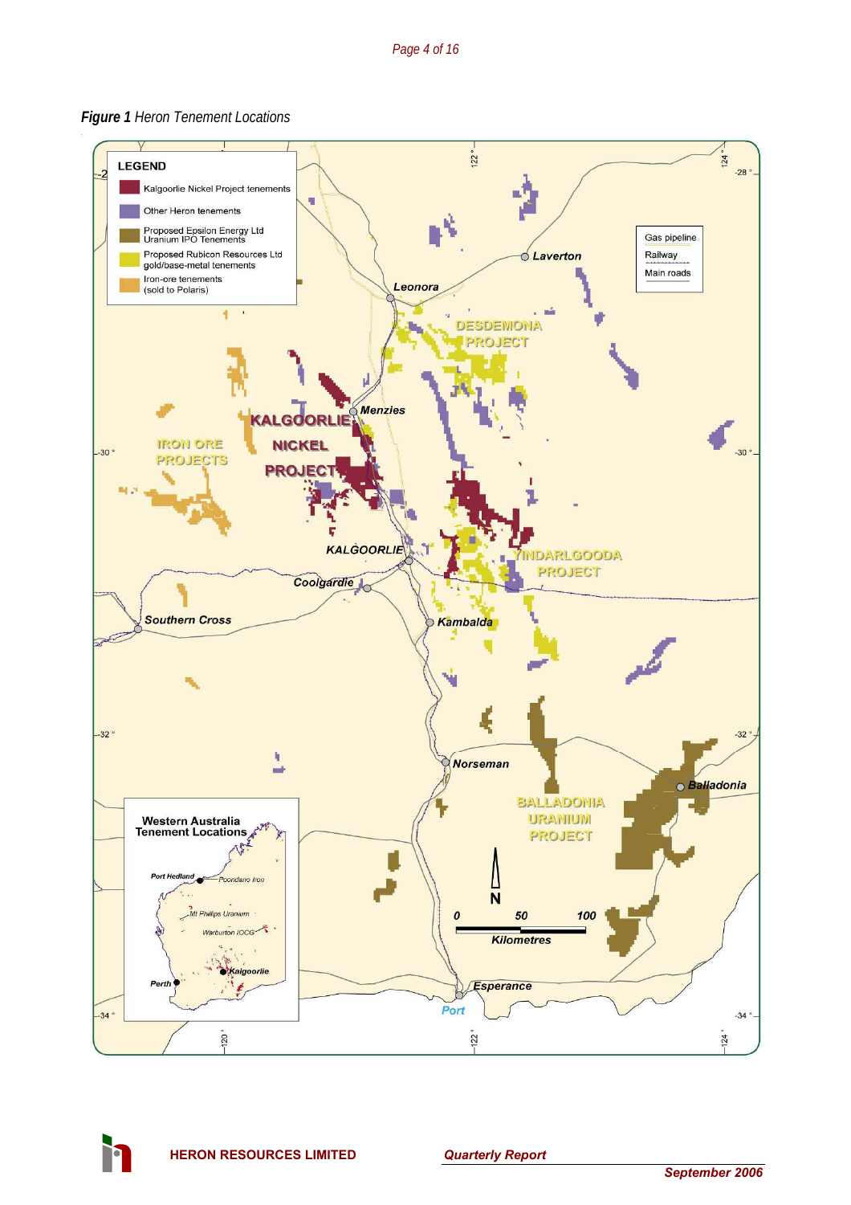***Figure 1*** *Heron Tenement Locations*

LEGEND

Kalgoorlie Nickel Project tenements

Other Heron tenements

Proposed Epsilon Energy Ltd Uranium IPO Tenements

Proposed Rubicon Resources Ltd gold/base-metal tenements

Iron-ore tenements (sold to Polaris)

Gas pipeline

Railway

Main roads

Laverton

Leonora

DESDEMONA PROJECT

Menzies

KALGOORLIE NICKEL PROJECT

IRON ORE PROJECTS

KALGOORLIE

YINDARLGOODA PROJECT

Coolgardie

Southern Cross

Kambalda

Norseman

BALLADONIA URANIUM PROJECT

Balladonia

Esperance

Port

N

0 50 100

Kilometres

Western Australia Tenement Locations

Port Hedland

Poondano Iron

Mt Phillips Uranium

Warburton IOCG

Kalgoorlie

Perth

122 °

124 °

120 °

-28 °

-30 °

-32 °

-34 °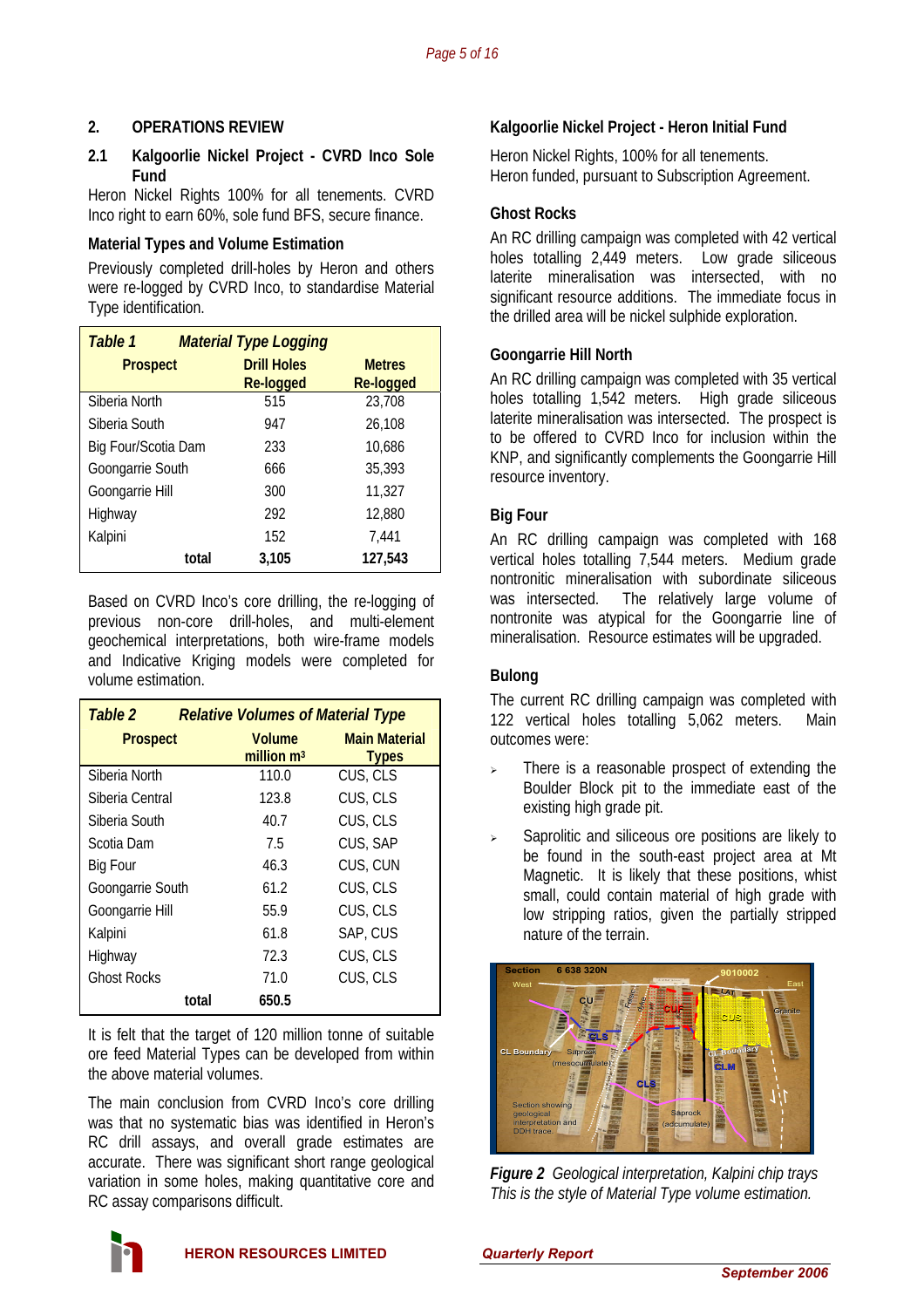## 2. OPERATIONS REVIEW

### 2.1 Kalgoorlie Nickel Project - CVRD Inco Sole Fund

Heron Nickel Rights 100% for all tenements. CVRD Inco right to earn 60%, sole fund BFS, secure finance.

#### Material Types and Volume Estimation

Previously completed drill-holes by Heron and others were re-logged by CVRD Inco, to standardise Material Type identification.

*Table 1 Material Type Logging*

| Prospect | Drill Holes Re-logged | Metres Re-logged |
|---|---|---|
| Siberia North | 515 | 23,708 |
| Siberia South | 947 | 26,108 |
| Big Four/Scotia Dam | 233 | 10,686 |
| Goongarrie South | 666 | 35,393 |
| Goongarrie Hill | 300 | 11,327 |
| Highway | 292 | 12,880 |
| Kalpini | 152 | 7,441 |
| **total** | **3,105** | **127,543** |

Based on CVRD Inco's core drilling, the re-logging of previous non-core drill-holes, and multi-element geochemical interpretations, both wire-frame models and Indicative Kriging models were completed for volume estimation.

*Table 2 Relative Volumes of Material Type*

| Prospect | Volume million m³ | Main Material Types |
|---|---|---|
| Siberia North | 110.0 | CUS, CLS |
| Siberia Central | 123.8 | CUS, CLS |
| Siberia South | 40.7 | CUS, CLS |
| Scotia Dam | 7.5 | CUS, SAP |
| Big Four | 46.3 | CUS, CUN |
| Goongarrie South | 61.2 | CUS, CLS |
| Goongarrie Hill | 55.9 | CUS, CLS |
| Kalpini | 61.8 | SAP, CUS |
| Highway | 72.3 | CUS, CLS |
| Ghost Rocks | 71.0 | CUS, CLS |
| **total** | **650.5** | |

It is felt that the target of 120 million tonne of suitable ore feed Material Types can be developed from within the above material volumes.

The main conclusion from CVRD Inco's core drilling was that no systematic bias was identified in Heron's RC drill assays, and overall grade estimates are accurate. There was significant short range geological variation in some holes, making quantitative core and RC assay comparisons difficult.

#### Kalgoorlie Nickel Project - Heron Initial Fund

Heron Nickel Rights, 100% for all tenements.
Heron funded, pursuant to Subscription Agreement.

#### Ghost Rocks

An RC drilling campaign was completed with 42 vertical holes totalling 2,449 meters. Low grade siliceous laterite mineralisation was intersected, with no significant resource additions. The immediate focus in the drilled area will be nickel sulphide exploration.

#### Goongarrie Hill North

An RC drilling campaign was completed with 35 vertical holes totalling 1,542 meters. High grade siliceous laterite mineralisation was intersected. The prospect is to be offered to CVRD Inco for inclusion within the KNP, and significantly complements the Goongarrie Hill resource inventory.

#### Big Four

An RC drilling campaign was completed with 168 vertical holes totalling 7,544 meters. Medium grade nontronitic mineralisation with subordinate siliceous was intersected. The relatively large volume of nontronite was atypical for the Goongarrie line of mineralisation. Resource estimates will be upgraded.

#### Bulong

The current RC drilling campaign was completed with 122 vertical holes totalling 5,062 meters. Main outcomes were:

- There is a reasonable prospect of extending the Boulder Block pit to the immediate east of the existing high grade pit.
- Saprolitic and siliceous ore positions are likely to be found in the south-east project area at Mt Magnetic. It is likely that these positions, whist small, could contain material of high grade with low stripping ratios, given the partially stripped nature of the terrain.

Section 6 638 320N
9010002
West
East
CU
CUF
CUS
CLS
Granite
CL Boundary
Saprock (mesocumulate)
CL Boundary
CLM
CLS
Section showing geological interpretation and DDH trace
Saprock (adcumulate)

***Figure 2*** *Geological interpretation, Kalpini chip trays. This is the style of Material Type volume estimation.*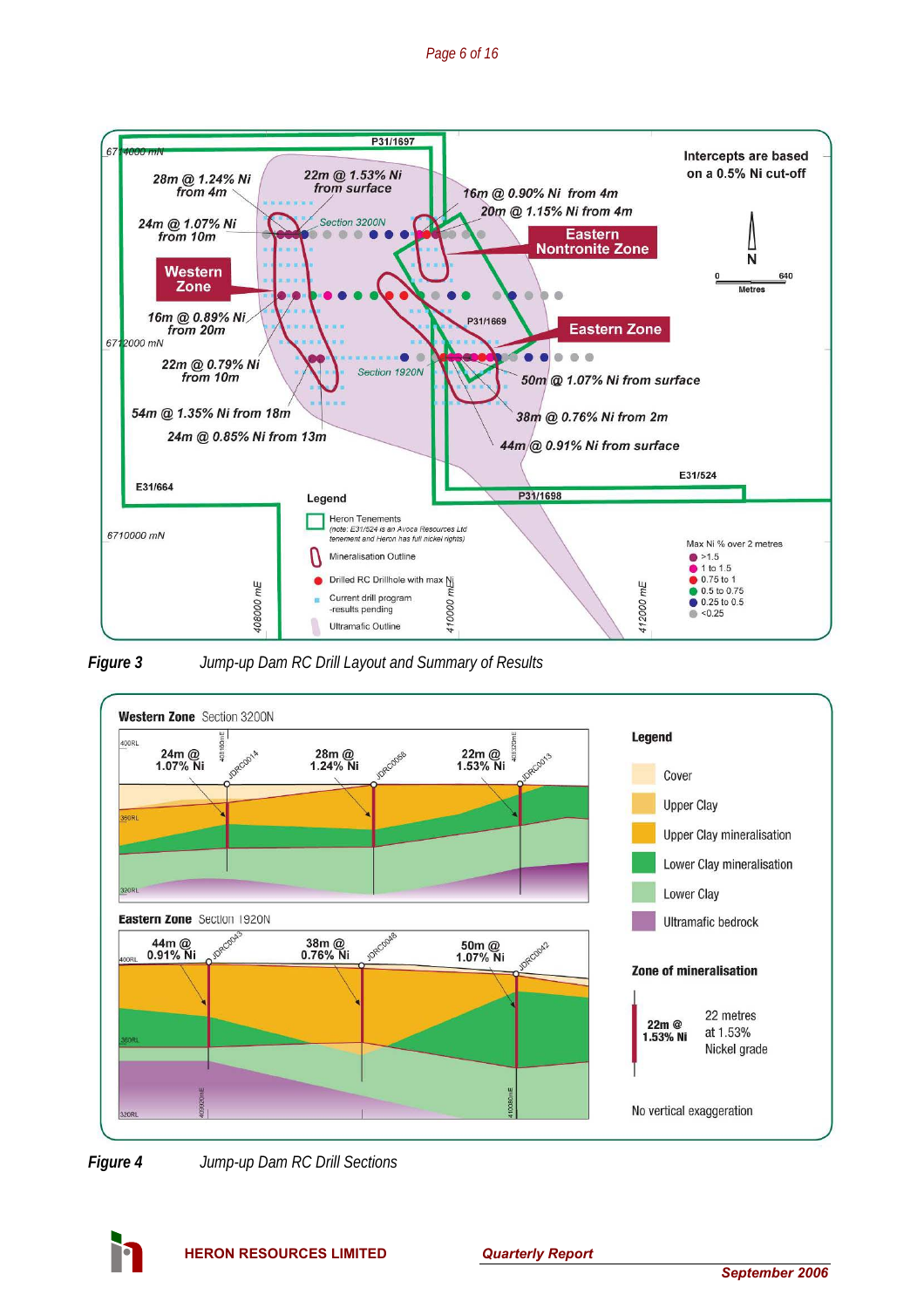P31/1697

6714000 mN

28m @ 1.24% Ni from 4m

22m @ 1.53% Ni from surface

16m @ 0.90% Ni from 4m

20m @ 1.15% Ni from 4m

Intercepts are based on a 0.5% Ni cut-off

24m @ 1.07% Ni from 10m

Section 3200N

Eastern Nontronite Zone

Western Zone

N

0 640 Metres

16m @ 0.89% Ni from 20m

P31/1669

Eastern Zone

6712000 mN

22m @ 0.79% Ni from 10m

Section 1920N

50m @ 1.07% Ni from surface

54m @ 1.35% Ni from 18m

38m @ 0.76% Ni from 2m

24m @ 0.85% Ni from 13m

44m @ 0.91% Ni from surface

E31/524

E31/664

P31/1698

Legend

Heron Tenements (note: E31/524 is an Avoca Resources Ltd tenement and Heron has full nickel rights)

Mineralisation Outline

Drilled RC Drillhole with max Ni

Current drill program -results pending

Ultramafic Outline

6710000 mN

408000 mE

410000 mE

412000 mE

Max Ni % over 2 metres
- >1.5
- 1 to 1.5
- 0.75 to 1
- 0.5 to 0.75
- 0.25 to 0.5
- <0.25

*Figure 3* *Jump-up Dam RC Drill Layout and Summary of Results*

**Western Zone** Section 3200N

400RL

24m @ 1.07% Ni

JDRC0014

28m @ 1.24% Ni

JDRC0056

22m @ 1.53% Ni

JDRC0013

360RL

320RL

**Eastern Zone** Section 1920N

44m @ 0.91% Ni

JDRC0043

38m @ 0.76% Ni

JDRC0048

50m @ 1.07% Ni

JDRC0042

400RL

360RL

320RL

**Legend**

Cover

Upper Clay

Upper Clay mineralisation

Lower Clay mineralisation

Lower Clay

Ultramafic bedrock

**Zone of mineralisation**

22m @ 1.53% Ni — 22 metres at 1.53% Nickel grade

No vertical exaggeration

*Figure 4* *Jump-up Dam RC Drill Sections*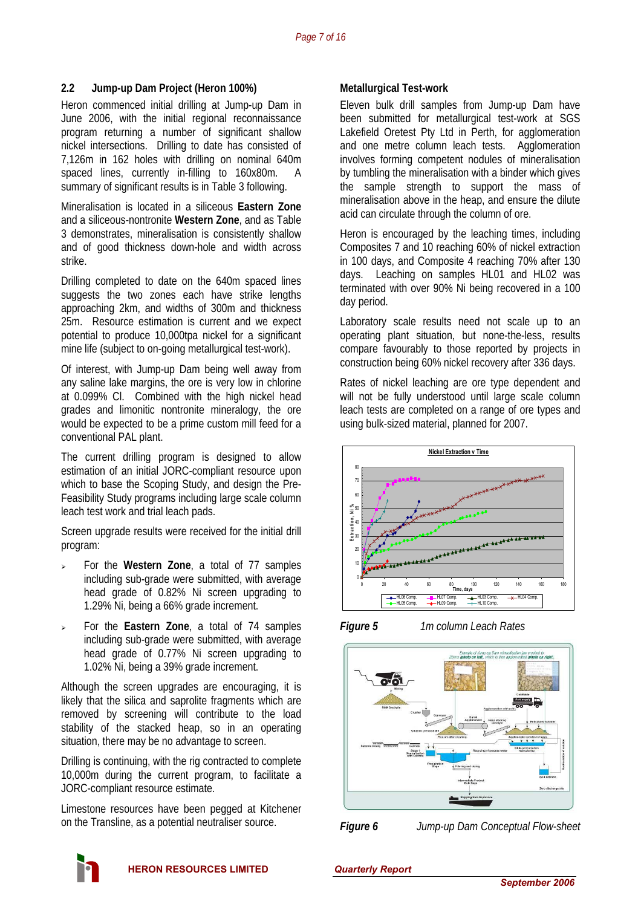## 2.2 Jump-up Dam Project (Heron 100%)

Heron commenced initial drilling at Jump-up Dam in June 2006, with the initial regional reconnaissance program returning a number of significant shallow nickel intersections. Drilling to date has consisted of 7,126m in 162 holes with drilling on nominal 640m spaced lines, currently in-filling to 160x80m. A summary of significant results is in Table 3 following.

Mineralisation is located in a siliceous **Eastern Zone** and a siliceous-nontronite **Western Zone**, and as Table 3 demonstrates, mineralisation is consistently shallow and of good thickness down-hole and width across strike.

Drilling completed to date on the 640m spaced lines suggests the two zones each have strike lengths approaching 2km, and widths of 300m and thickness 25m. Resource estimation is current and we expect potential to produce 10,000tpa nickel for a significant mine life (subject to on-going metallurgical test-work).

Of interest, with Jump-up Dam being well away from any saline lake margins, the ore is very low in chlorine at 0.099% Cl. Combined with the high nickel head grades and limonitic nontronite mineralogy, the ore would be expected to be a prime custom mill feed for a conventional PAL plant.

The current drilling program is designed to allow estimation of an initial JORC-compliant resource upon which to base the Scoping Study, and design the Pre-Feasibility Study programs including large scale column leach test work and trial leach pads.

Screen upgrade results were received for the initial drill program:

- For the **Western Zone**, a total of 77 samples including sub-grade were submitted, with average head grade of 0.82% Ni screen upgrading to 1.29% Ni, being a 66% grade increment.
- For the **Eastern Zone**, a total of 74 samples including sub-grade were submitted, with average head grade of 0.77% Ni screen upgrading to 1.02% Ni, being a 39% grade increment.

Although the screen upgrades are encouraging, it is likely that the silica and saprolite fragments which are removed by screening will contribute to the load stability of the stacked heap, so in an operating situation, there may be no advantage to screen.

Drilling is continuing, with the rig contracted to complete 10,000m during the current program, to facilitate a JORC-compliant resource estimate.

Limestone resources have been pegged at Kitchener on the Transline, as a potential neutraliser source.

### Metallurgical Test-work

Eleven bulk drill samples from Jump-up Dam have been submitted for metallurgical test-work at SGS Lakefield Oretest Pty Ltd in Perth, for agglomeration and one metre column leach tests. Agglomeration involves forming competent nodules of mineralisation by tumbling the mineralisation with a binder which gives the sample strength to support the mass of mineralisation above in the heap, and ensure the dilute acid can circulate through the column of ore.

Heron is encouraged by the leaching times, including Composites 7 and 10 reaching 60% of nickel extraction in 100 days, and Composite 4 reaching 70% after 130 days. Leaching on samples HL01 and HL02 was terminated with over 90% Ni being recovered in a 100 day period.

Laboratory scale results need not scale up to an operating plant situation, but none-the-less, results compare favourably to those reported by projects in construction being 60% nickel recovery after 336 days.

Rates of nickel leaching are ore type dependent and will not be fully understood until large scale column leach tests are completed on a range of ore types and using bulk-sized material, planned for 2007.

Nickel Extraction v Time

Extraction, Ni %

0 10 20 30 40 50 60 70 80

0 20 40 60 80 100 120 140 160 180

Time, days

HL06 Comp. HL07 Comp. HL03 Comp. HL04 Comp. HL05 Comp. HL09 Comp. HL10 Comp.

*Figure 5 1m column Leach Rates*

*Figure 6 Jump-up Dam Conceptual Flow-sheet*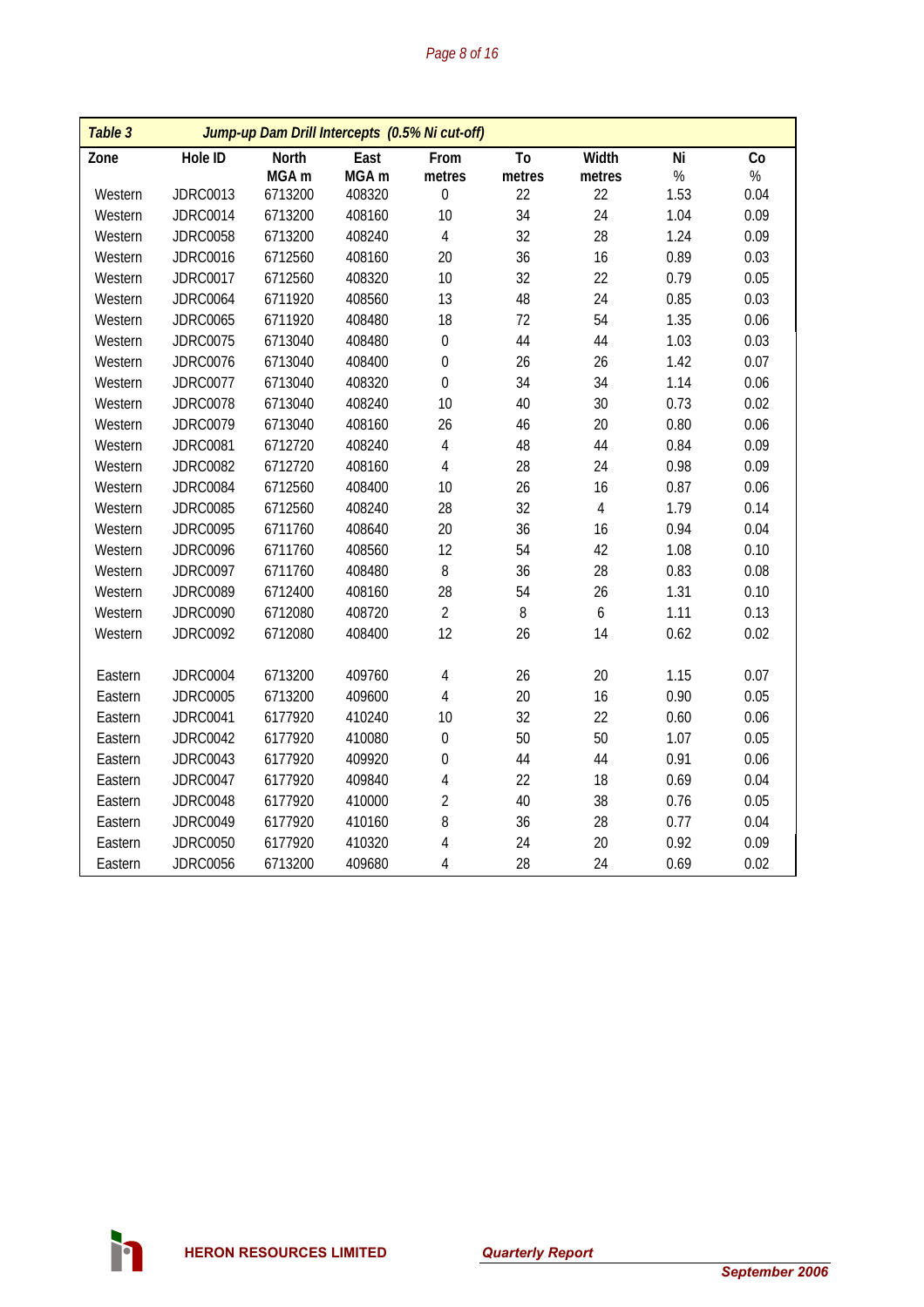| Table 3 | Jump-up Dam Drill Intercepts (0.5% Ni cut-off) | | | | | | | |
|---|---|---|---|---|---|---|---|---|
| Zone | Hole ID | North MGA m | East MGA m | From metres | To metres | Width metres | Ni % | Co % |
| Western | JDRC0013 | 6713200 | 408320 | 0 | 22 | 22 | 1.53 | 0.04 |
| Western | JDRC0014 | 6713200 | 408160 | 10 | 34 | 24 | 1.04 | 0.09 |
| Western | JDRC0058 | 6713200 | 408240 | 4 | 32 | 28 | 1.24 | 0.09 |
| Western | JDRC0016 | 6712560 | 408160 | 20 | 36 | 16 | 0.89 | 0.03 |
| Western | JDRC0017 | 6712560 | 408320 | 10 | 32 | 22 | 0.79 | 0.05 |
| Western | JDRC0064 | 6711920 | 408560 | 13 | 48 | 24 | 0.85 | 0.03 |
| Western | JDRC0065 | 6711920 | 408480 | 18 | 72 | 54 | 1.35 | 0.06 |
| Western | JDRC0075 | 6713040 | 408480 | 0 | 44 | 44 | 1.03 | 0.03 |
| Western | JDRC0076 | 6713040 | 408400 | 0 | 26 | 26 | 1.42 | 0.07 |
| Western | JDRC0077 | 6713040 | 408320 | 0 | 34 | 34 | 1.14 | 0.06 |
| Western | JDRC0078 | 6713040 | 408240 | 10 | 40 | 30 | 0.73 | 0.02 |
| Western | JDRC0079 | 6713040 | 408160 | 26 | 46 | 20 | 0.80 | 0.06 |
| Western | JDRC0081 | 6712720 | 408240 | 4 | 48 | 44 | 0.84 | 0.09 |
| Western | JDRC0082 | 6712720 | 408160 | 4 | 28 | 24 | 0.98 | 0.09 |
| Western | JDRC0084 | 6712560 | 408400 | 10 | 26 | 16 | 0.87 | 0.06 |
| Western | JDRC0085 | 6712560 | 408240 | 28 | 32 | 4 | 1.79 | 0.14 |
| Western | JDRC0095 | 6711760 | 408640 | 20 | 36 | 16 | 0.94 | 0.04 |
| Western | JDRC0096 | 6711760 | 408560 | 12 | 54 | 42 | 1.08 | 0.10 |
| Western | JDRC0097 | 6711760 | 408480 | 8 | 36 | 28 | 0.83 | 0.08 |
| Western | JDRC0089 | 6712400 | 408160 | 28 | 54 | 26 | 1.31 | 0.10 |
| Western | JDRC0090 | 6712080 | 408720 | 2 | 8 | 6 | 1.11 | 0.13 |
| Western | JDRC0092 | 6712080 | 408400 | 12 | 26 | 14 | 0.62 | 0.02 |
| | | | | | | | | |
| Eastern | JDRC0004 | 6713200 | 409760 | 4 | 26 | 20 | 1.15 | 0.07 |
| Eastern | JDRC0005 | 6713200 | 409600 | 4 | 20 | 16 | 0.90 | 0.05 |
| Eastern | JDRC0041 | 6177920 | 410240 | 10 | 32 | 22 | 0.60 | 0.06 |
| Eastern | JDRC0042 | 6177920 | 410080 | 0 | 50 | 50 | 1.07 | 0.05 |
| Eastern | JDRC0043 | 6177920 | 409920 | 0 | 44 | 44 | 0.91 | 0.06 |
| Eastern | JDRC0047 | 6177920 | 409840 | 4 | 22 | 18 | 0.69 | 0.04 |
| Eastern | JDRC0048 | 6177920 | 410000 | 2 | 40 | 38 | 0.76 | 0.05 |
| Eastern | JDRC0049 | 6177920 | 410160 | 8 | 36 | 28 | 0.77 | 0.04 |
| Eastern | JDRC0050 | 6177920 | 410320 | 4 | 24 | 20 | 0.92 | 0.09 |
| Eastern | JDRC0056 | 6713200 | 409680 | 4 | 28 | 24 | 0.69 | 0.02 |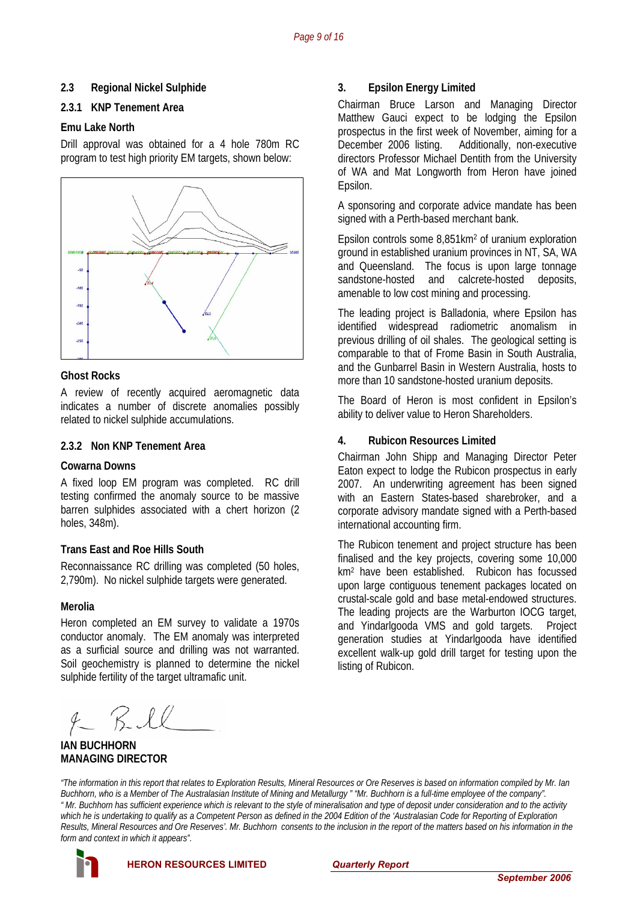## 2.3 Regional Nickel Sulphide

### 2.3.1 KNP Tenement Area

**Emu Lake North**

Drill approval was obtained for a 4 hole 780m RC program to test high priority EM targets, shown below:

**Ghost Rocks**

A review of recently acquired aeromagnetic data indicates a number of discrete anomalies possibly related to nickel sulphide accumulations.

### 2.3.2 Non KNP Tenement Area

**Cowarna Downs**

A fixed loop EM program was completed. RC drill testing confirmed the anomaly source to be massive barren sulphides associated with a chert horizon (2 holes, 348m).

**Trans East and Roe Hills South**

Reconnaissance RC drilling was completed (50 holes, 2,790m). No nickel sulphide targets were generated.

**Merolia**

Heron completed an EM survey to validate a 1970s conductor anomaly. The EM anomaly was interpreted as a surficial source and drilling was not warranted. Soil geochemistry is planned to determine the nickel sulphide fertility of the target ultramafic unit.

## 3. Epsilon Energy Limited

Chairman Bruce Larson and Managing Director Matthew Gauci expect to be lodging the Epsilon prospectus in the first week of November, aiming for a December 2006 listing. Additionally, non-executive directors Professor Michael Dentith from the University of WA and Mat Longworth from Heron have joined Epsilon.

A sponsoring and corporate advice mandate has been signed with a Perth-based merchant bank.

Epsilon controls some 8,851km$^2$ of uranium exploration ground in established uranium provinces in NT, SA, WA and Queensland. The focus is upon large tonnage sandstone-hosted and calcrete-hosted deposits, amenable to low cost mining and processing.

The leading project is Balladonia, where Epsilon has identified widespread radiometric anomalism in previous drilling of oil shales. The geological setting is comparable to that of Frome Basin in South Australia, and the Gunbarrel Basin in Western Australia, hosts to more than 10 sandstone-hosted uranium deposits.

The Board of Heron is most confident in Epsilon's ability to deliver value to Heron Shareholders.

## 4. Rubicon Resources Limited

Chairman John Shipp and Managing Director Peter Eaton expect to lodge the Rubicon prospectus in early 2007. An underwriting agreement has been signed with an Eastern States-based sharebroker, and a corporate advisory mandate signed with a Perth-based international accounting firm.

The Rubicon tenement and project structure has been finalised and the key projects, covering some 10,000 km$^2$ have been established. Rubicon has focussed upon large contiguous tenement packages located on crustal-scale gold and base metal-endowed structures. The leading projects are the Warburton IOCG target, and Yindarlgooda VMS and gold targets. Project generation studies at Yindarlgooda have identified excellent walk-up gold drill target for testing upon the listing of Rubicon.

**IAN BUCHHORN**
**MANAGING DIRECTOR**

*"The information in this report that relates to Exploration Results, Mineral Resources or Ore Reserves is based on information compiled by Mr. Ian Buchhorn, who is a Member of The Australasian Institute of Mining and Metallurgy " "Mr. Buchhorn is a full-time employee of the company". " Mr. Buchhorn has sufficient experience which is relevant to the style of mineralisation and type of deposit under consideration and to the activity which he is undertaking to qualify as a Competent Person as defined in the 2004 Edition of the 'Australasian Code for Reporting of Exploration Results, Mineral Resources and Ore Reserves'. Mr. Buchhorn consents to the inclusion in the report of the matters based on his information in the form and context in which it appears".*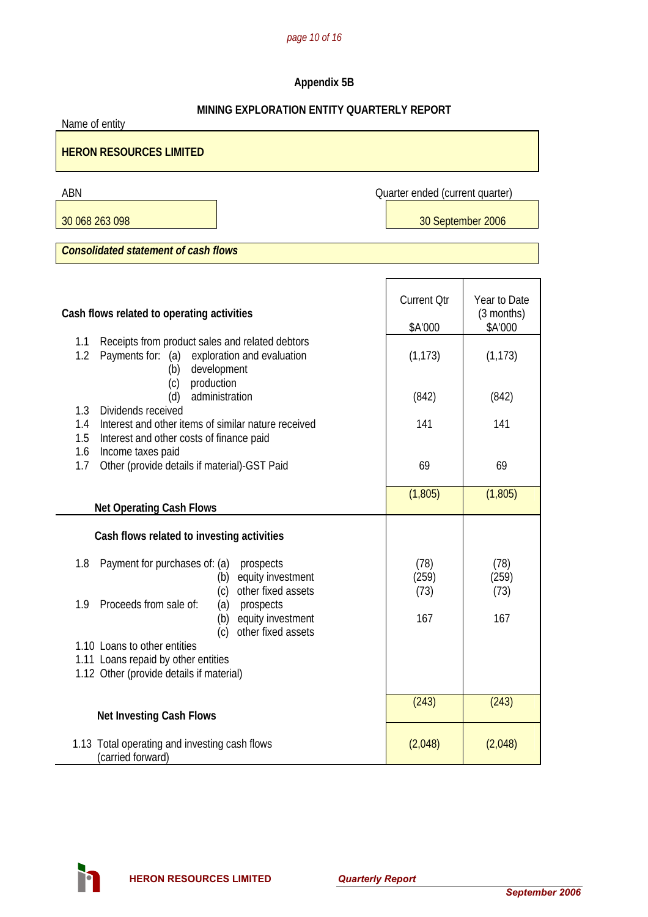## Appendix 5B

### MINING EXPLORATION ENTITY QUARTERLY REPORT

Name of entity

**HERON RESOURCES LIMITED**

| ABN | Quarter ended (current quarter) |
|---|---|
| 30 068 263 098 | 30 September 2006 |

***Consolidated statement of cash flows***

| Cash flows related to operating activities | Current Qtr $A'000 | Year to Date (3 months) $A'000 |
|---|---|---|
| 1.1 Receipts from product sales and related debtors | | |
| 1.2 Payments for: (a) exploration and evaluation | (1,173) | (1,173) |
| (b) development | | |
| (c) production | | |
| (d) administration | (842) | (842) |
| 1.3 Dividends received | | |
| 1.4 Interest and other items of similar nature received | 141 | 141 |
| 1.5 Interest and other costs of finance paid | | |
| 1.6 Income taxes paid | | |
| 1.7 Other (provide details if material)-GST Paid | 69 | 69 |
| **Net Operating Cash Flows** | (1,805) | (1,805) |
| **Cash flows related to investing activities** | | |
| 1.8 Payment for purchases of: (a) prospects | (78) | (78) |
| (b) equity investment | (259) | (259) |
| (c) other fixed assets | (73) | (73) |
| 1.9 Proceeds from sale of: (a) prospects | | |
| (b) equity investment | 167 | 167 |
| (c) other fixed assets | | |
| 1.10 Loans to other entities | | |
| 1.11 Loans repaid by other entities | | |
| 1.12 Other (provide details if material) | | |
| **Net Investing Cash Flows** | (243) | (243) |
| 1.13 Total operating and investing cash flows (carried forward) | (2,048) | (2,048) |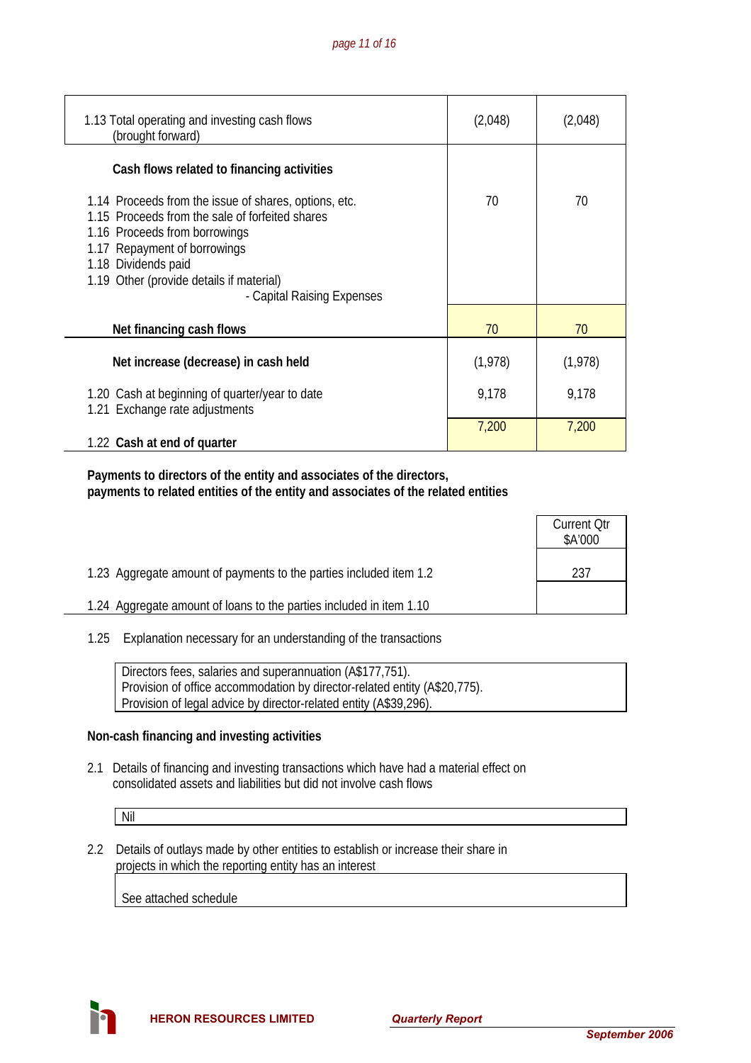| | | |
|---|---|---|
| 1.13 Total operating and investing cash flows (brought forward) | (2,048) | (2,048) |
| **Cash flows related to financing activities** | | |
| 1.14 Proceeds from the issue of shares, options, etc. | 70 | 70 |
| 1.15 Proceeds from the sale of forfeited shares | | |
| 1.16 Proceeds from borrowings | | |
| 1.17 Repayment of borrowings | | |
| 1.18 Dividends paid | | |
| 1.19 Other (provide details if material) - Capital Raising Expenses | | |
| **Net financing cash flows** | 70 | 70 |
| **Net increase (decrease) in cash held** | (1,978) | (1,978) |
| 1.20 Cash at beginning of quarter/year to date | 9,178 | 9,178 |
| 1.21 Exchange rate adjustments | | |
| 1.22 **Cash at end of quarter** | 7,200 | 7,200 |

**Payments to directors of the entity and associates of the directors, payments to related entities of the entity and associates of the related entities**

| | Current Qtr $A'000 |
|---|---|
| 1.23 Aggregate amount of payments to the parties included item 1.2 | 237 |
| 1.24 Aggregate amount of loans to the parties included in item 1.10 | |

1.25 Explanation necessary for an understanding of the transactions

Directors fees, salaries and superannuation (A$177,751).
Provision of office accommodation by director-related entity (A$20,775).
Provision of legal advice by director-related entity (A$39,296).

**Non-cash financing and investing activities**

2.1 Details of financing and investing transactions which have had a material effect on consolidated assets and liabilities but did not involve cash flows

Nil

2.2 Details of outlays made by other entities to establish or increase their share in projects in which the reporting entity has an interest

See attached schedule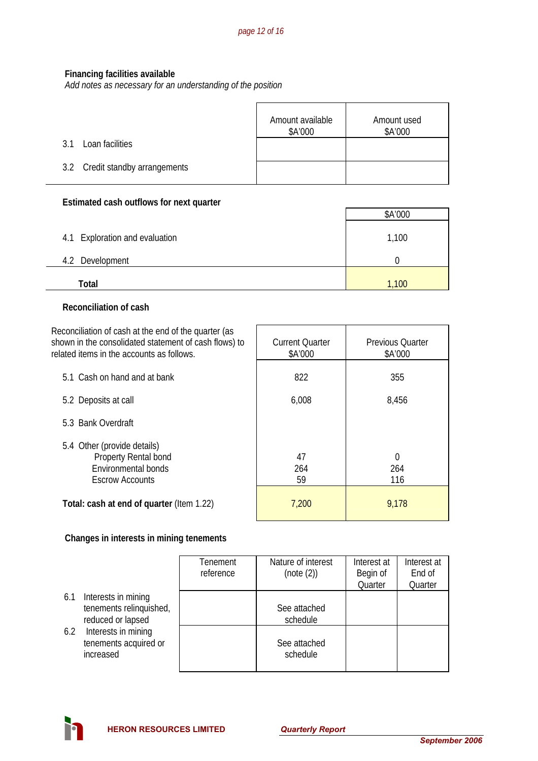**Financing facilities available**

*Add notes as necessary for an understanding of the position*

| | Amount available $A'000 | Amount used $A'000 |
|---|---|---|
| 3.1 Loan facilities | | |
| 3.2 Credit standby arrangements | | |

**Estimated cash outflows for next quarter**

| | $A'000 |
|---|---|
| 4.1 Exploration and evaluation | 1,100 |
| 4.2 Development | 0 |
| **Total** | 1,100 |

**Reconciliation of cash**

| Reconciliation of cash at the end of the quarter (as shown in the consolidated statement of cash flows) to related items in the accounts as follows. | Current Quarter $A'000 | Previous Quarter $A'000 |
|---|---|---|
| 5.1 Cash on hand and at bank | 822 | 355 |
| 5.2 Deposits at call | 6,008 | 8,456 |
| 5.3 Bank Overdraft | | |
| 5.4 Other (provide details) | | |
| Property Rental bond | 47 | 0 |
| Environmental bonds | 264 | 264 |
| Escrow Accounts | 59 | 116 |
| **Total: cash at end of quarter** (Item 1.22) | 7,200 | 9,178 |

**Changes in interests in mining tenements**

| | Tenement reference | Nature of interest (note (2)) | Interest at Begin of Quarter | Interest at End of Quarter |
|---|---|---|---|---|
| 6.1 Interests in mining tenements relinquished, reduced or lapsed | | See attached schedule | | |
| 6.2 Interests in mining tenements acquired or increased | | See attached schedule | | |

HERON RESOURCES LIMITED

*Quarterly Report*

*September 2006*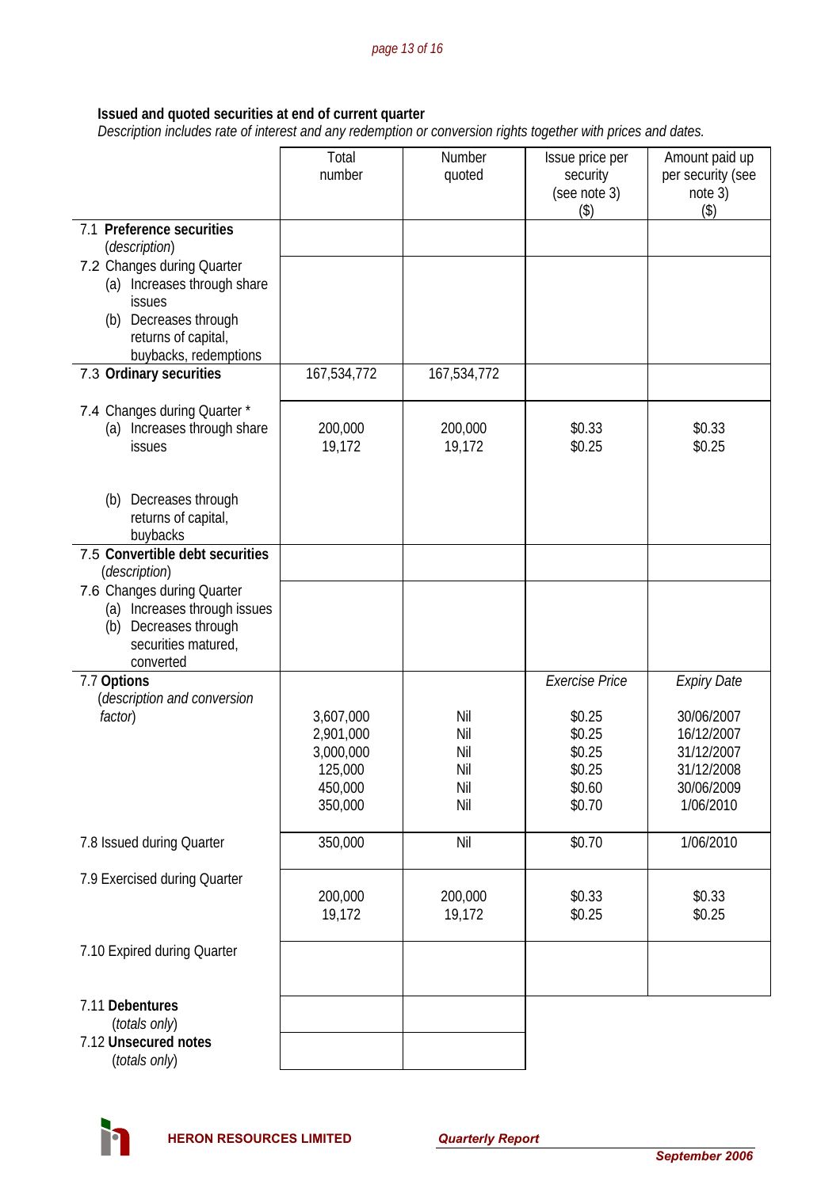**Issued and quoted securities at end of current quarter**

*Description includes rate of interest and any redemption or conversion rights together with prices and dates.*

| | Total number | Number quoted | Issue price per security (see note 3) ($) | Amount paid up per security (see note 3) ($) |
|---|---|---|---|---|
| 7.1 **Preference securities** (*description*) | | | | |
| 7.2 Changes during Quarter<br>(a) Increases through share issues<br>(b) Decreases through returns of capital, buybacks, redemptions | | | | |
| 7.3 **Ordinary securities** | 167,534,772 | 167,534,772 | | |
| 7.4 Changes during Quarter *<br>(a) Increases through share issues | 200,000<br>19,172 | 200,000<br>19,172 | $0.33<br>$0.25 | $0.33<br>$0.25 |
| (b) Decreases through returns of capital, buybacks | | | | |
| 7.5 **Convertible debt securities** (*description*) | | | | |
| 7.6 Changes during Quarter<br>(a) Increases through issues<br>(b) Decreases through securities matured, converted | | | | |
| 7.7 **Options** (*description and conversion factor*) | | | *Exercise Price* | *Expiry Date* |
| | 3,607,000<br>2,901,000<br>3,000,000<br>125,000<br>450,000<br>350,000 | Nil<br>Nil<br>Nil<br>Nil<br>Nil<br>Nil | $0.25<br>$0.25<br>$0.25<br>$0.25<br>$0.60<br>$0.70 | 30/06/2007<br>16/12/2007<br>31/12/2007<br>31/12/2008<br>30/06/2009<br>1/06/2010 |
| 7.8 Issued during Quarter | 350,000 | Nil | $0.70 | 1/06/2010 |
| 7.9 Exercised during Quarter | 200,000<br>19,172 | 200,000<br>19,172 | $0.33<br>$0.25 | $0.33<br>$0.25 |
| 7.10 Expired during Quarter | | | | |
| 7.11 **Debentures** (*totals only*) | | | | |
| 7.12 **Unsecured notes** (*totals only*) | | | | |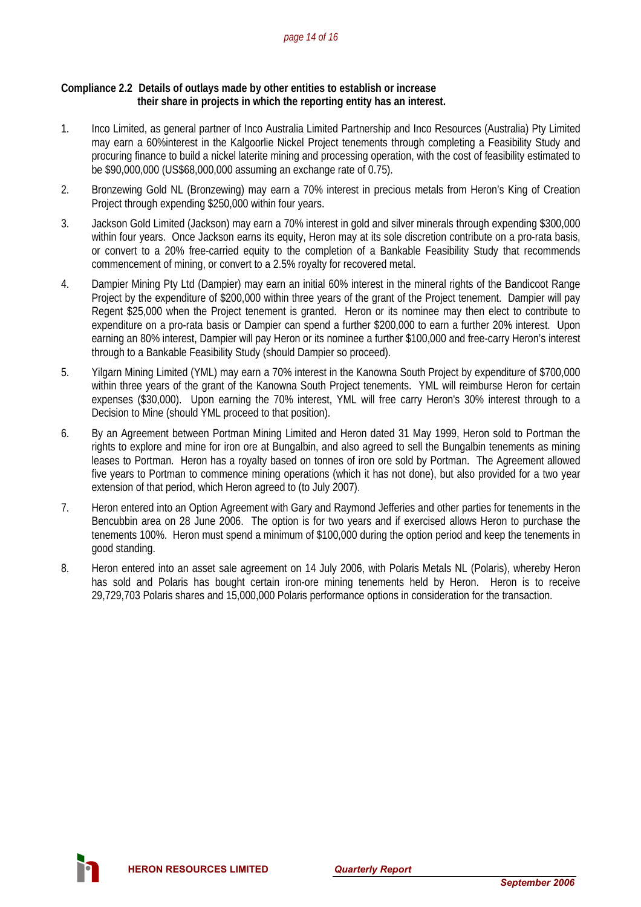**Compliance 2.2 Details of outlays made by other entities to establish or increase their share in projects in which the reporting entity has an interest.**

1. Inco Limited, as general partner of Inco Australia Limited Partnership and Inco Resources (Australia) Pty Limited may earn a 60%interest in the Kalgoorlie Nickel Project tenements through completing a Feasibility Study and procuring finance to build a nickel laterite mining and processing operation, with the cost of feasibility estimated to be $90,000,000 (US$68,000,000 assuming an exchange rate of 0.75).

2. Bronzewing Gold NL (Bronzewing) may earn a 70% interest in precious metals from Heron's King of Creation Project through expending $250,000 within four years.

3. Jackson Gold Limited (Jackson) may earn a 70% interest in gold and silver minerals through expending $300,000 within four years. Once Jackson earns its equity, Heron may at its sole discretion contribute on a pro-rata basis, or convert to a 20% free-carried equity to the completion of a Bankable Feasibility Study that recommends commencement of mining, or convert to a 2.5% royalty for recovered metal.

4. Dampier Mining Pty Ltd (Dampier) may earn an initial 60% interest in the mineral rights of the Bandicoot Range Project by the expenditure of $200,000 within three years of the grant of the Project tenement. Dampier will pay Regent $25,000 when the Project tenement is granted. Heron or its nominee may then elect to contribute to expenditure on a pro-rata basis or Dampier can spend a further $200,000 to earn a further 20% interest. Upon earning an 80% interest, Dampier will pay Heron or its nominee a further $100,000 and free-carry Heron's interest through to a Bankable Feasibility Study (should Dampier so proceed).

5. Yilgarn Mining Limited (YML) may earn a 70% interest in the Kanowna South Project by expenditure of $700,000 within three years of the grant of the Kanowna South Project tenements. YML will reimburse Heron for certain expenses ($30,000). Upon earning the 70% interest, YML will free carry Heron's 30% interest through to a Decision to Mine (should YML proceed to that position).

6. By an Agreement between Portman Mining Limited and Heron dated 31 May 1999, Heron sold to Portman the rights to explore and mine for iron ore at Bungalbin, and also agreed to sell the Bungalbin tenements as mining leases to Portman. Heron has a royalty based on tonnes of iron ore sold by Portman. The Agreement allowed five years to Portman to commence mining operations (which it has not done), but also provided for a two year extension of that period, which Heron agreed to (to July 2007).

7. Heron entered into an Option Agreement with Gary and Raymond Jefferies and other parties for tenements in the Bencubbin area on 28 June 2006. The option is for two years and if exercised allows Heron to purchase the tenements 100%. Heron must spend a minimum of $100,000 during the option period and keep the tenements in good standing.

8. Heron entered into an asset sale agreement on 14 July 2006, with Polaris Metals NL (Polaris), whereby Heron has sold and Polaris has bought certain iron-ore mining tenements held by Heron. Heron is to receive 29,729,703 Polaris shares and 15,000,000 Polaris performance options in consideration for the transaction.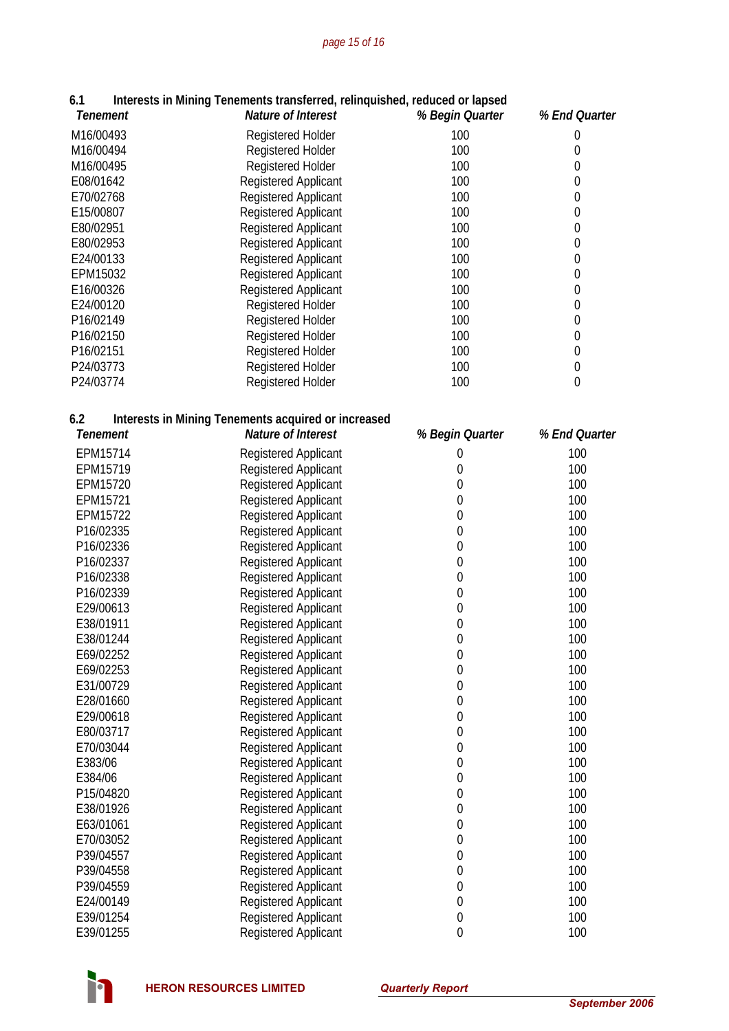### 6.1 Interests in Mining Tenements transferred, relinquished, reduced or lapsed

| *Tenement* | *Nature of Interest* | *% Begin Quarter* | *% End Quarter* |
|---|---|---|---|
| M16/00493 | Registered Holder | 100 | 0 |
| M16/00494 | Registered Holder | 100 | 0 |
| M16/00495 | Registered Holder | 100 | 0 |
| E08/01642 | Registered Applicant | 100 | 0 |
| E70/02768 | Registered Applicant | 100 | 0 |
| E15/00807 | Registered Applicant | 100 | 0 |
| E80/02951 | Registered Applicant | 100 | 0 |
| E80/02953 | Registered Applicant | 100 | 0 |
| E24/00133 | Registered Applicant | 100 | 0 |
| EPM15032 | Registered Applicant | 100 | 0 |
| E16/00326 | Registered Applicant | 100 | 0 |
| E24/00120 | Registered Holder | 100 | 0 |
| P16/02149 | Registered Holder | 100 | 0 |
| P16/02150 | Registered Holder | 100 | 0 |
| P16/02151 | Registered Holder | 100 | 0 |
| P24/03773 | Registered Holder | 100 | 0 |
| P24/03774 | Registered Holder | 100 | 0 |

### 6.2 Interests in Mining Tenements acquired or increased

| *Tenement* | *Nature of Interest* | *% Begin Quarter* | *% End Quarter* |
|---|---|---|---|
| EPM15714 | Registered Applicant | 0 | 100 |
| EPM15719 | Registered Applicant | 0 | 100 |
| EPM15720 | Registered Applicant | 0 | 100 |
| EPM15721 | Registered Applicant | 0 | 100 |
| EPM15722 | Registered Applicant | 0 | 100 |
| P16/02335 | Registered Applicant | 0 | 100 |
| P16/02336 | Registered Applicant | 0 | 100 |
| P16/02337 | Registered Applicant | 0 | 100 |
| P16/02338 | Registered Applicant | 0 | 100 |
| P16/02339 | Registered Applicant | 0 | 100 |
| E29/00613 | Registered Applicant | 0 | 100 |
| E38/01911 | Registered Applicant | 0 | 100 |
| E38/01244 | Registered Applicant | 0 | 100 |
| E69/02252 | Registered Applicant | 0 | 100 |
| E69/02253 | Registered Applicant | 0 | 100 |
| E31/00729 | Registered Applicant | 0 | 100 |
| E28/01660 | Registered Applicant | 0 | 100 |
| E29/00618 | Registered Applicant | 0 | 100 |
| E80/03717 | Registered Applicant | 0 | 100 |
| E70/03044 | Registered Applicant | 0 | 100 |
| E383/06 | Registered Applicant | 0 | 100 |
| E384/06 | Registered Applicant | 0 | 100 |
| P15/04820 | Registered Applicant | 0 | 100 |
| E38/01926 | Registered Applicant | 0 | 100 |
| E63/01061 | Registered Applicant | 0 | 100 |
| E70/03052 | Registered Applicant | 0 | 100 |
| P39/04557 | Registered Applicant | 0 | 100 |
| P39/04558 | Registered Applicant | 0 | 100 |
| P39/04559 | Registered Applicant | 0 | 100 |
| E24/00149 | Registered Applicant | 0 | 100 |
| E39/01254 | Registered Applicant | 0 | 100 |
| E39/01255 | Registered Applicant | 0 | 100 |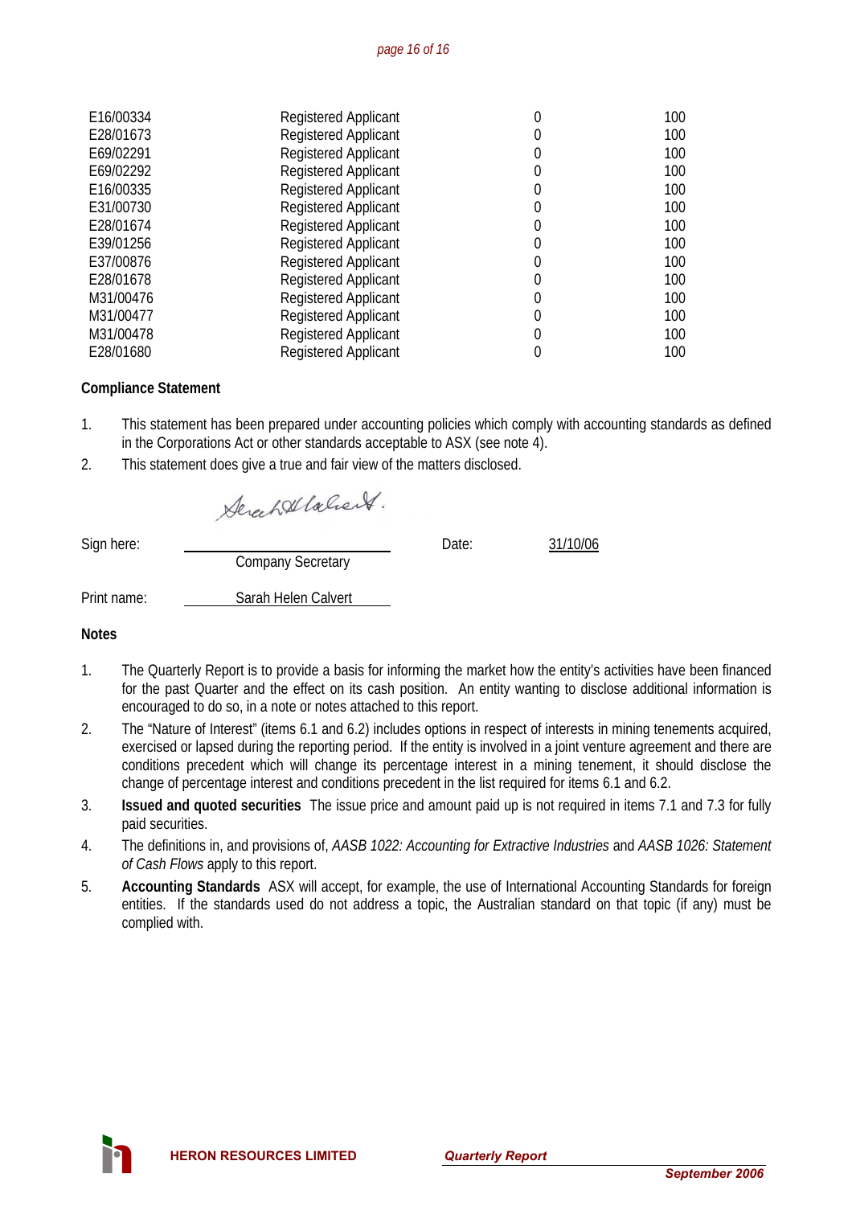| | | | |
|---|---|---|---|
| E16/00334 | Registered Applicant | 0 | 100 |
| E28/01673 | Registered Applicant | 0 | 100 |
| E69/02291 | Registered Applicant | 0 | 100 |
| E69/02292 | Registered Applicant | 0 | 100 |
| E16/00335 | Registered Applicant | 0 | 100 |
| E31/00730 | Registered Applicant | 0 | 100 |
| E28/01674 | Registered Applicant | 0 | 100 |
| E39/01256 | Registered Applicant | 0 | 100 |
| E37/00876 | Registered Applicant | 0 | 100 |
| E28/01678 | Registered Applicant | 0 | 100 |
| M31/00476 | Registered Applicant | 0 | 100 |
| M31/00477 | Registered Applicant | 0 | 100 |
| M31/00478 | Registered Applicant | 0 | 100 |
| E28/01680 | Registered Applicant | 0 | 100 |

**Compliance Statement**

1. This statement has been prepared under accounting policies which comply with accounting standards as defined in the Corporations Act or other standards acceptable to ASX (see note 4).
2. This statement does give a true and fair view of the matters disclosed.

Sign here: ______________________ Date: 31/10/06
Company Secretary

Print name: Sarah Helen Calvert

**Notes**

1. The Quarterly Report is to provide a basis for informing the market how the entity's activities have been financed for the past Quarter and the effect on its cash position. An entity wanting to disclose additional information is encouraged to do so, in a note or notes attached to this report.
2. The "Nature of Interest" (items 6.1 and 6.2) includes options in respect of interests in mining tenements acquired, exercised or lapsed during the reporting period. If the entity is involved in a joint venture agreement and there are conditions precedent which will change its percentage interest in a mining tenement, it should disclose the change of percentage interest and conditions precedent in the list required for items 6.1 and 6.2.
3. **Issued and quoted securities** The issue price and amount paid up is not required in items 7.1 and 7.3 for fully paid securities.
4. The definitions in, and provisions of, *AASB 1022: Accounting for Extractive Industries* and *AASB 1026: Statement of Cash Flows* apply to this report.
5. **Accounting Standards** ASX will accept, for example, the use of International Accounting Standards for foreign entities. If the standards used do not address a topic, the Australian standard on that topic (if any) must be complied with.